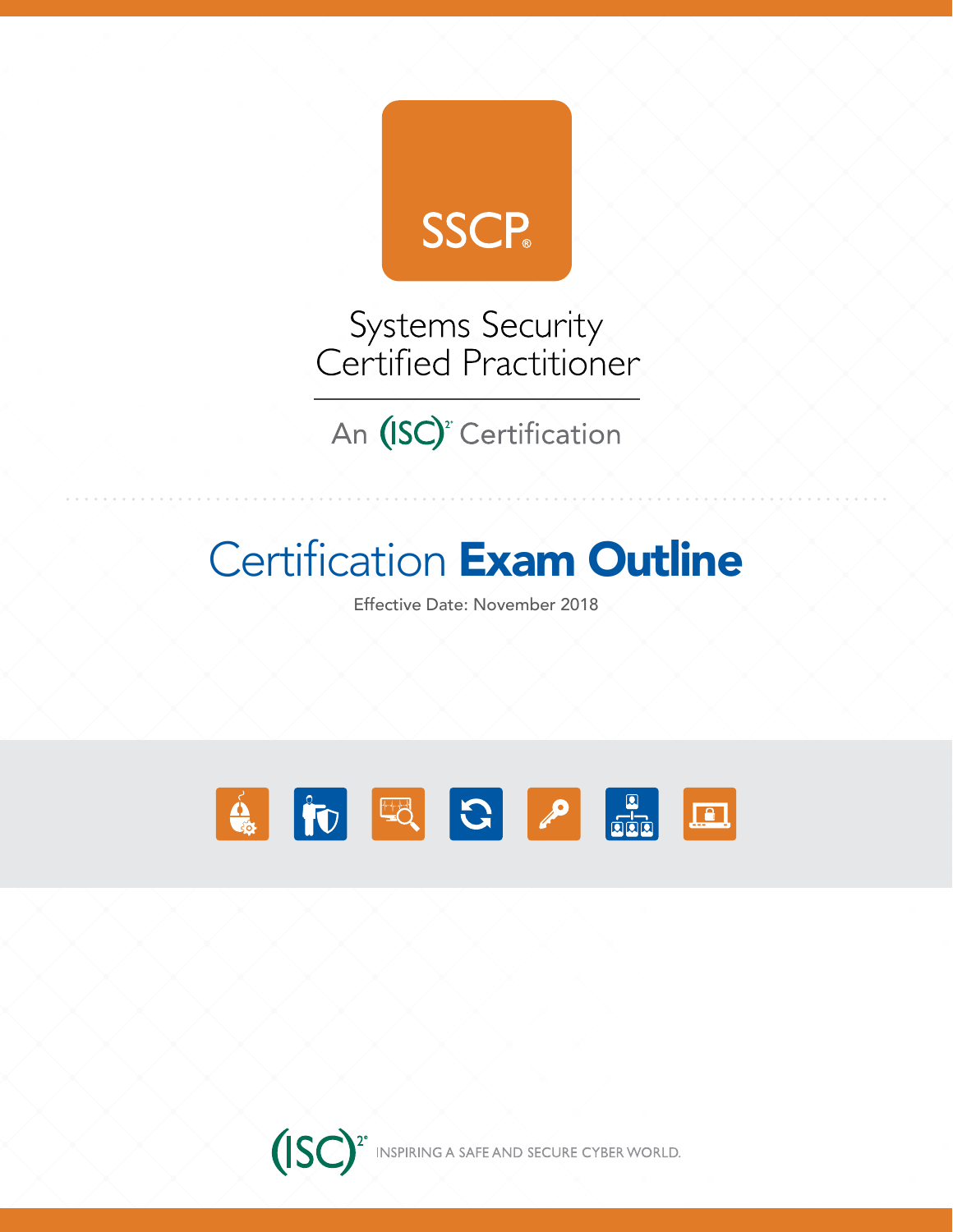# SSCP®

## Systems Security Certified Practitioner

An (ISC)² Certification

# Certification **Exam Outline**

Effective Date: November 2018

(ISC)² INSPIRING A SAFE AND SECURE CYBER WORLD.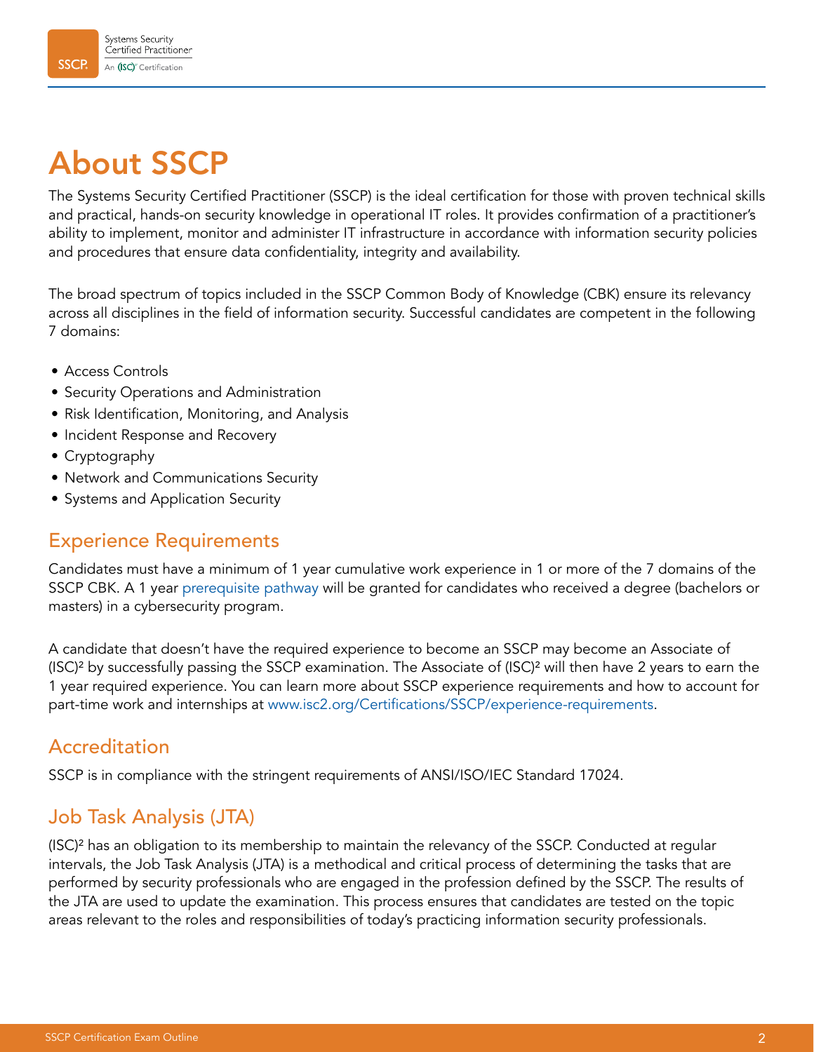# About SSCP

The Systems Security Certified Practitioner (SSCP) is the ideal certification for those with proven technical skills and practical, hands-on security knowledge in operational IT roles. It provides confirmation of a practitioner's ability to implement, monitor and administer IT infrastructure in accordance with information security policies and procedures that ensure data confidentiality, integrity and availability.

The broad spectrum of topics included in the SSCP Common Body of Knowledge (CBK) ensure its relevancy across all disciplines in the field of information security. Successful candidates are competent in the following 7 domains:

- Access Controls
- Security Operations and Administration
- Risk Identification, Monitoring, and Analysis
- Incident Response and Recovery
- Cryptography
- Network and Communications Security
- Systems and Application Security

## Experience Requirements

Candidates must have a minimum of 1 year cumulative work experience in 1 or more of the 7 domains of the SSCP CBK. A 1 year prerequisite pathway will be granted for candidates who received a degree (bachelors or masters) in a cybersecurity program.

A candidate that doesn't have the required experience to become an SSCP may become an Associate of (ISC)² by successfully passing the SSCP examination. The Associate of (ISC)² will then have 2 years to earn the 1 year required experience. You can learn more about SSCP experience requirements and how to account for part-time work and internships at www.isc2.org/Certifications/SSCP/experience-requirements.

## Accreditation

SSCP is in compliance with the stringent requirements of ANSI/ISO/IEC Standard 17024.

## Job Task Analysis (JTA)

(ISC)² has an obligation to its membership to maintain the relevancy of the SSCP. Conducted at regular intervals, the Job Task Analysis (JTA) is a methodical and critical process of determining the tasks that are performed by security professionals who are engaged in the profession defined by the SSCP. The results of the JTA are used to update the examination. This process ensures that candidates are tested on the topic areas relevant to the roles and responsibilities of today's practicing information security professionals.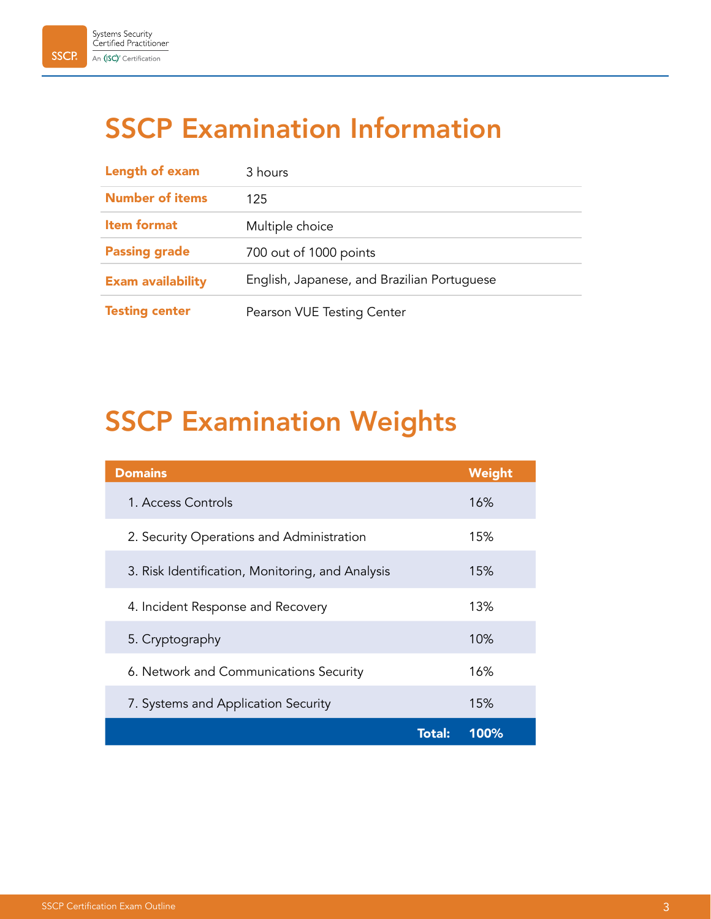# SSCP Examination Information

| | |
|---|---|
| **Length of exam** | 3 hours |
| **Number of items** | 125 |
| **Item format** | Multiple choice |
| **Passing grade** | 700 out of 1000 points |
| **Exam availability** | English, Japanese, and Brazilian Portuguese |
| **Testing center** | Pearson VUE Testing Center |

# SSCP Examination Weights

| Domains | Weight |
|---|---|
| 1. Access Controls | 16% |
| 2. Security Operations and Administration | 15% |
| 3. Risk Identification, Monitoring, and Analysis | 15% |
| 4. Incident Response and Recovery | 13% |
| 5. Cryptography | 10% |
| 6. Network and Communications Security | 16% |
| 7. Systems and Application Security | 15% |
| **Total:** | **100%** |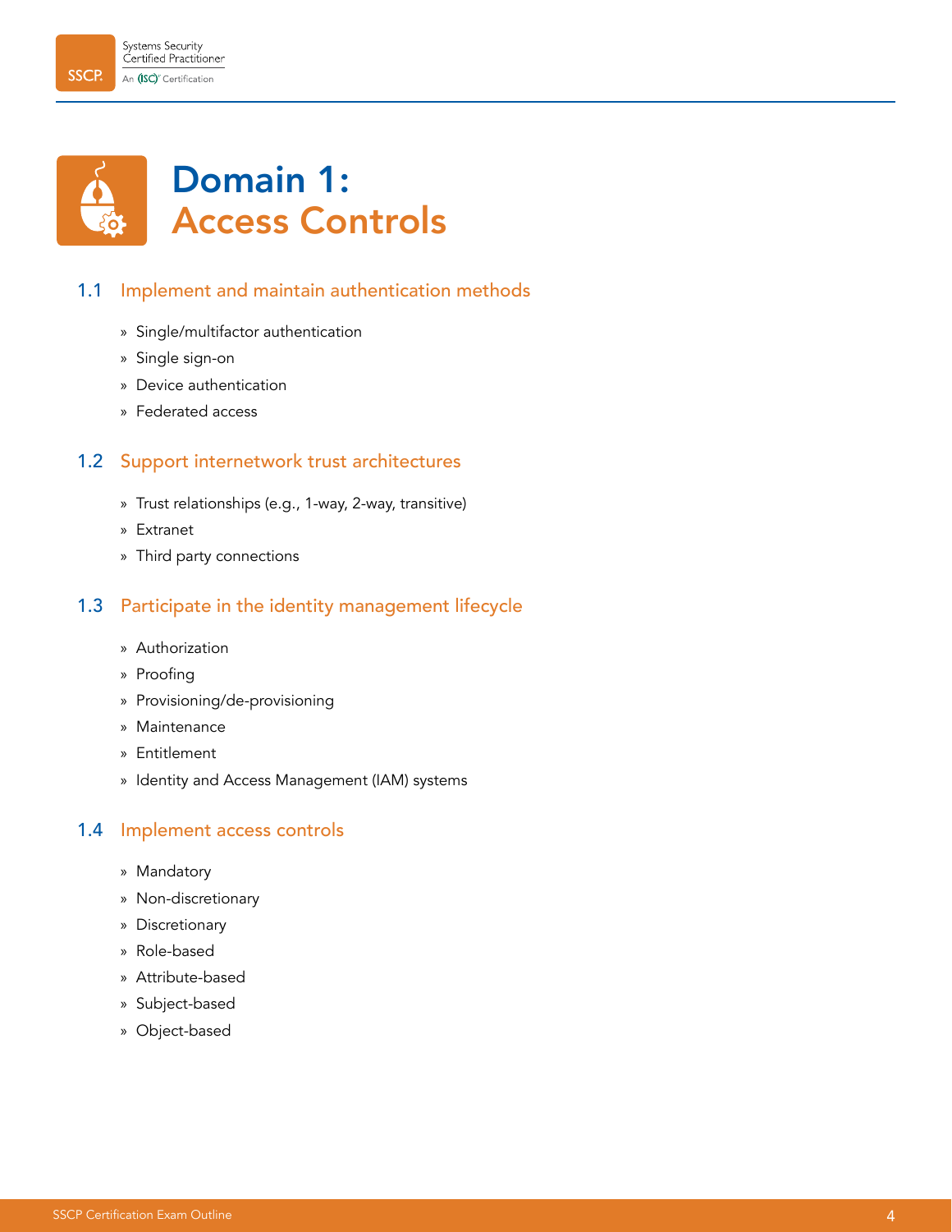# Domain 1: Access Controls

## 1.1 Implement and maintain authentication methods

- Single/multifactor authentication
- Single sign-on
- Device authentication
- Federated access

## 1.2 Support internetwork trust architectures

- Trust relationships (e.g., 1-way, 2-way, transitive)
- Extranet
- Third party connections

## 1.3 Participate in the identity management lifecycle

- Authorization
- Proofing
- Provisioning/de-provisioning
- Maintenance
- Entitlement
- Identity and Access Management (IAM) systems

## 1.4 Implement access controls

- Mandatory
- Non-discretionary
- Discretionary
- Role-based
- Attribute-based
- Subject-based
- Object-based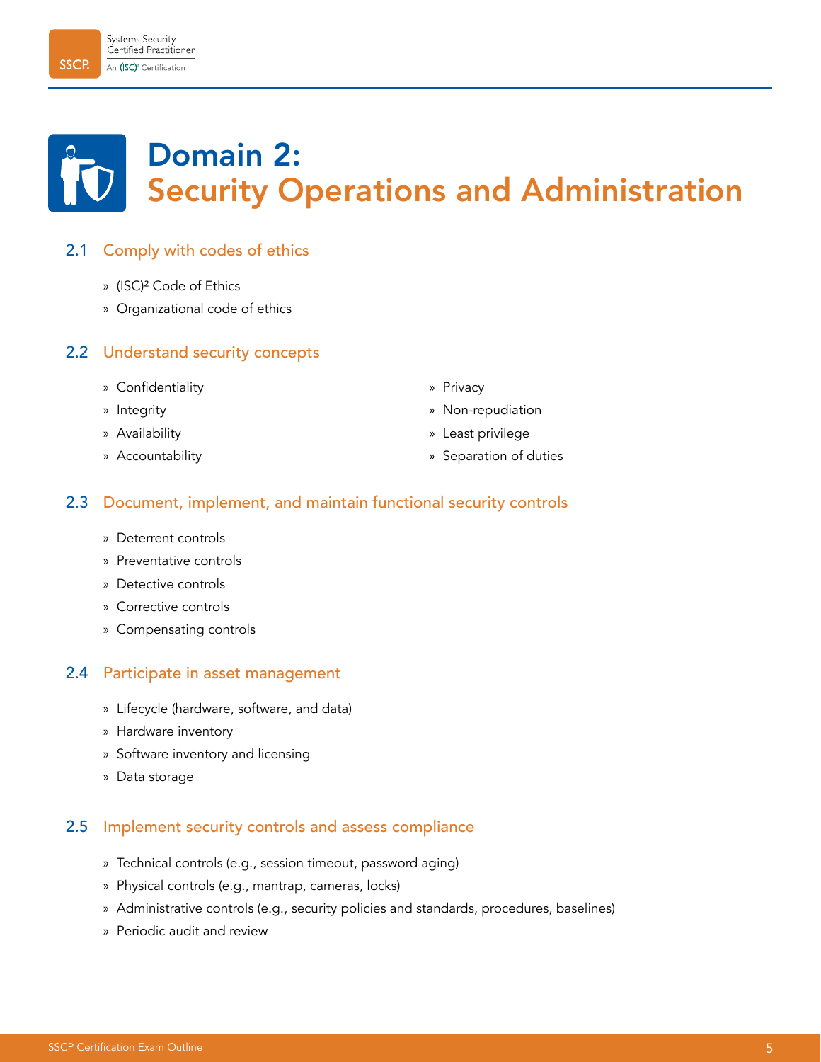# Domain 2: Security Operations and Administration

## 2.1 Comply with codes of ethics

- (ISC)² Code of Ethics
- Organizational code of ethics

## 2.2 Understand security concepts

- Confidentiality
- Integrity
- Availability
- Accountability
- Privacy
- Non-repudiation
- Least privilege
- Separation of duties

## 2.3 Document, implement, and maintain functional security controls

- Deterrent controls
- Preventative controls
- Detective controls
- Corrective controls
- Compensating controls

## 2.4 Participate in asset management

- Lifecycle (hardware, software, and data)
- Hardware inventory
- Software inventory and licensing
- Data storage

## 2.5 Implement security controls and assess compliance

- Technical controls (e.g., session timeout, password aging)
- Physical controls (e.g., mantrap, cameras, locks)
- Administrative controls (e.g., security policies and standards, procedures, baselines)
- Periodic audit and review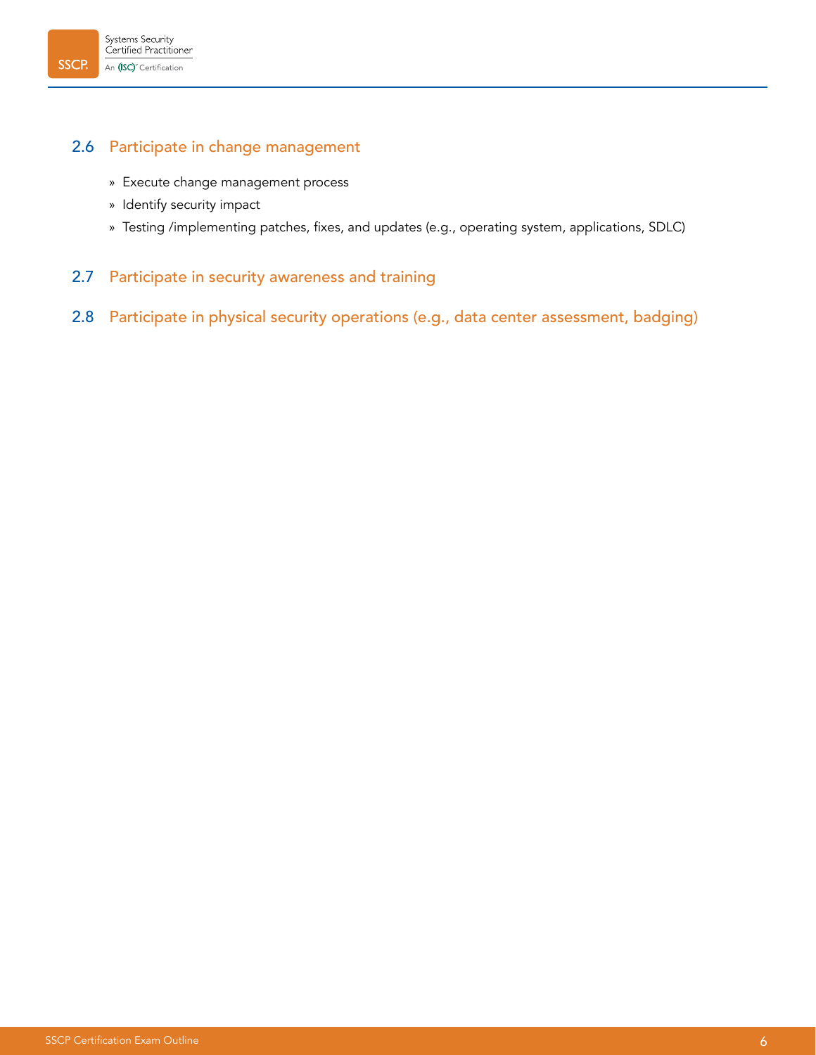## 2.6 Participate in change management

- Execute change management process
- Identify security impact
- Testing /implementing patches, fixes, and updates (e.g., operating system, applications, SDLC)

## 2.7 Participate in security awareness and training

## 2.8 Participate in physical security operations (e.g., data center assessment, badging)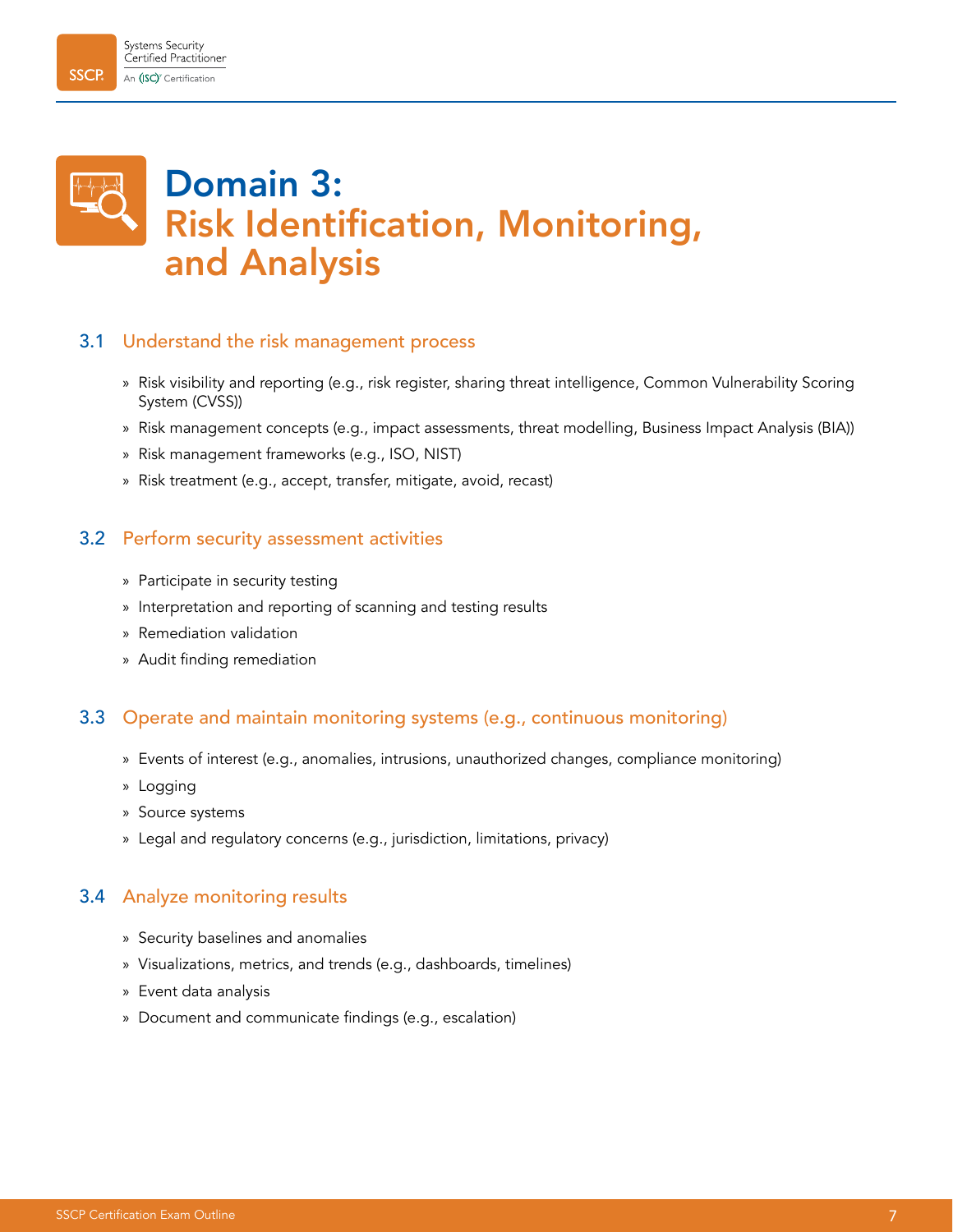# Domain 3: Risk Identification, Monitoring, and Analysis

## 3.1 Understand the risk management process

- Risk visibility and reporting (e.g., risk register, sharing threat intelligence, Common Vulnerability Scoring System (CVSS))
- Risk management concepts (e.g., impact assessments, threat modelling, Business Impact Analysis (BIA))
- Risk management frameworks (e.g., ISO, NIST)
- Risk treatment (e.g., accept, transfer, mitigate, avoid, recast)

## 3.2 Perform security assessment activities

- Participate in security testing
- Interpretation and reporting of scanning and testing results
- Remediation validation
- Audit finding remediation

## 3.3 Operate and maintain monitoring systems (e.g., continuous monitoring)

- Events of interest (e.g., anomalies, intrusions, unauthorized changes, compliance monitoring)
- Logging
- Source systems
- Legal and regulatory concerns (e.g., jurisdiction, limitations, privacy)

## 3.4 Analyze monitoring results

- Security baselines and anomalies
- Visualizations, metrics, and trends (e.g., dashboards, timelines)
- Event data analysis
- Document and communicate findings (e.g., escalation)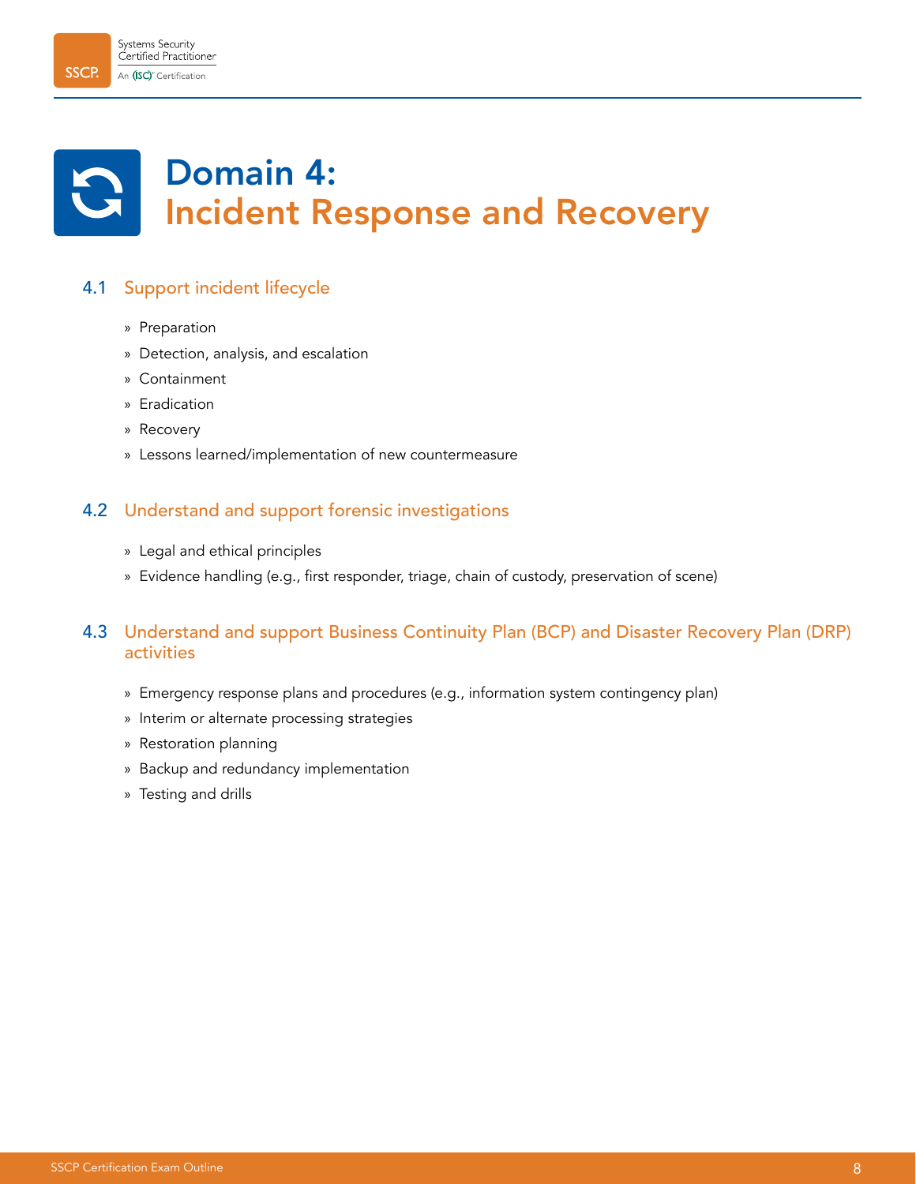# Domain 4: Incident Response and Recovery

## 4.1 Support incident lifecycle

- Preparation
- Detection, analysis, and escalation
- Containment
- Eradication
- Recovery
- Lessons learned/implementation of new countermeasure

## 4.2 Understand and support forensic investigations

- Legal and ethical principles
- Evidence handling (e.g., first responder, triage, chain of custody, preservation of scene)

## 4.3 Understand and support Business Continuity Plan (BCP) and Disaster Recovery Plan (DRP) activities

- Emergency response plans and procedures (e.g., information system contingency plan)
- Interim or alternate processing strategies
- Restoration planning
- Backup and redundancy implementation
- Testing and drills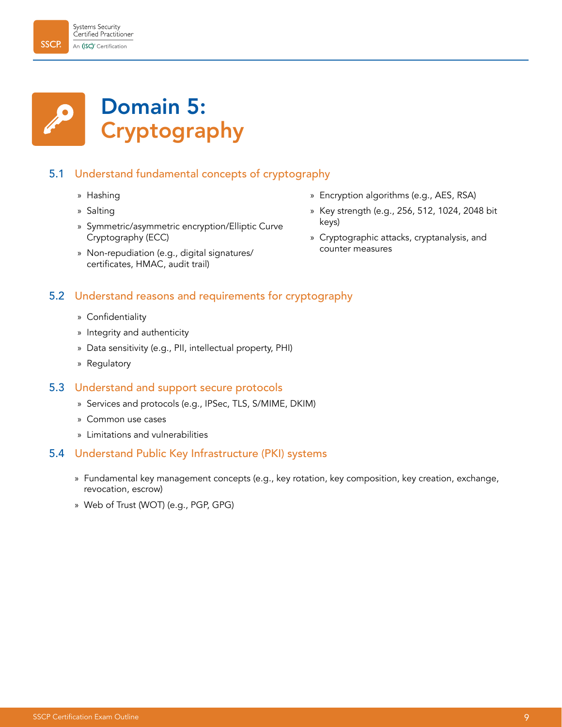# Domain 5: Cryptography

## 5.1 Understand fundamental concepts of cryptography

- Hashing
- Salting
- Symmetric/asymmetric encryption/Elliptic Curve Cryptography (ECC)
- Non-repudiation (e.g., digital signatures/ certificates, HMAC, audit trail)
- Encryption algorithms (e.g., AES, RSA)
- Key strength (e.g., 256, 512, 1024, 2048 bit keys)
- Cryptographic attacks, cryptanalysis, and counter measures

## 5.2 Understand reasons and requirements for cryptography

- Confidentiality
- Integrity and authenticity
- Data sensitivity (e.g., PII, intellectual property, PHI)
- Regulatory

## 5.3 Understand and support secure protocols

- Services and protocols (e.g., IPSec, TLS, S/MIME, DKIM)
- Common use cases
- Limitations and vulnerabilities

## 5.4 Understand Public Key Infrastructure (PKI) systems

- Fundamental key management concepts (e.g., key rotation, key composition, key creation, exchange, revocation, escrow)
- Web of Trust (WOT) (e.g., PGP, GPG)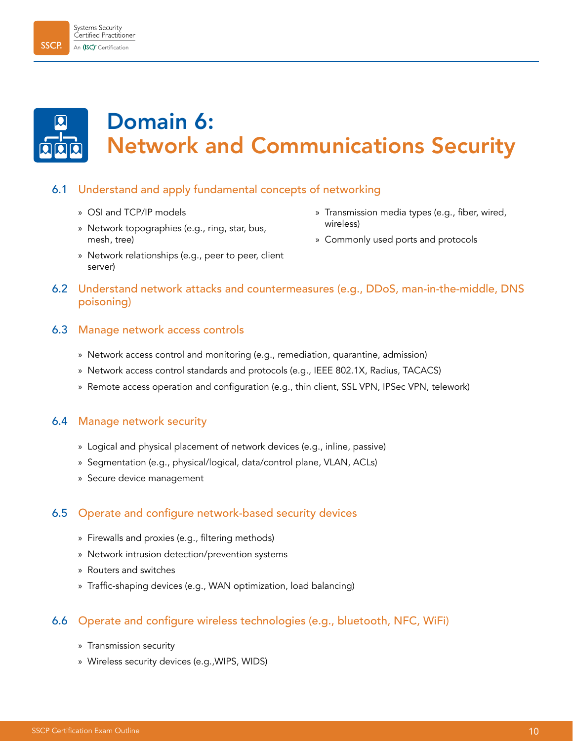# Domain 6: Network and Communications Security

## 6.1 Understand and apply fundamental concepts of networking

- OSI and TCP/IP models
- Network topographies (e.g., ring, star, bus, mesh, tree)
- Network relationships (e.g., peer to peer, client server)
- Transmission media types (e.g., fiber, wired, wireless)
- Commonly used ports and protocols

## 6.2 Understand network attacks and countermeasures (e.g., DDoS, man-in-the-middle, DNS poisoning)

## 6.3 Manage network access controls

- Network access control and monitoring (e.g., remediation, quarantine, admission)
- Network access control standards and protocols (e.g., IEEE 802.1X, Radius, TACACS)
- Remote access operation and configuration (e.g., thin client, SSL VPN, IPSec VPN, telework)

## 6.4 Manage network security

- Logical and physical placement of network devices (e.g., inline, passive)
- Segmentation (e.g., physical/logical, data/control plane, VLAN, ACLs)
- Secure device management

## 6.5 Operate and configure network-based security devices

- Firewalls and proxies (e.g., filtering methods)
- Network intrusion detection/prevention systems
- Routers and switches
- Traffic-shaping devices (e.g., WAN optimization, load balancing)

## 6.6 Operate and configure wireless technologies (e.g., bluetooth, NFC, WiFi)

- Transmission security
- Wireless security devices (e.g.,WIPS, WIDS)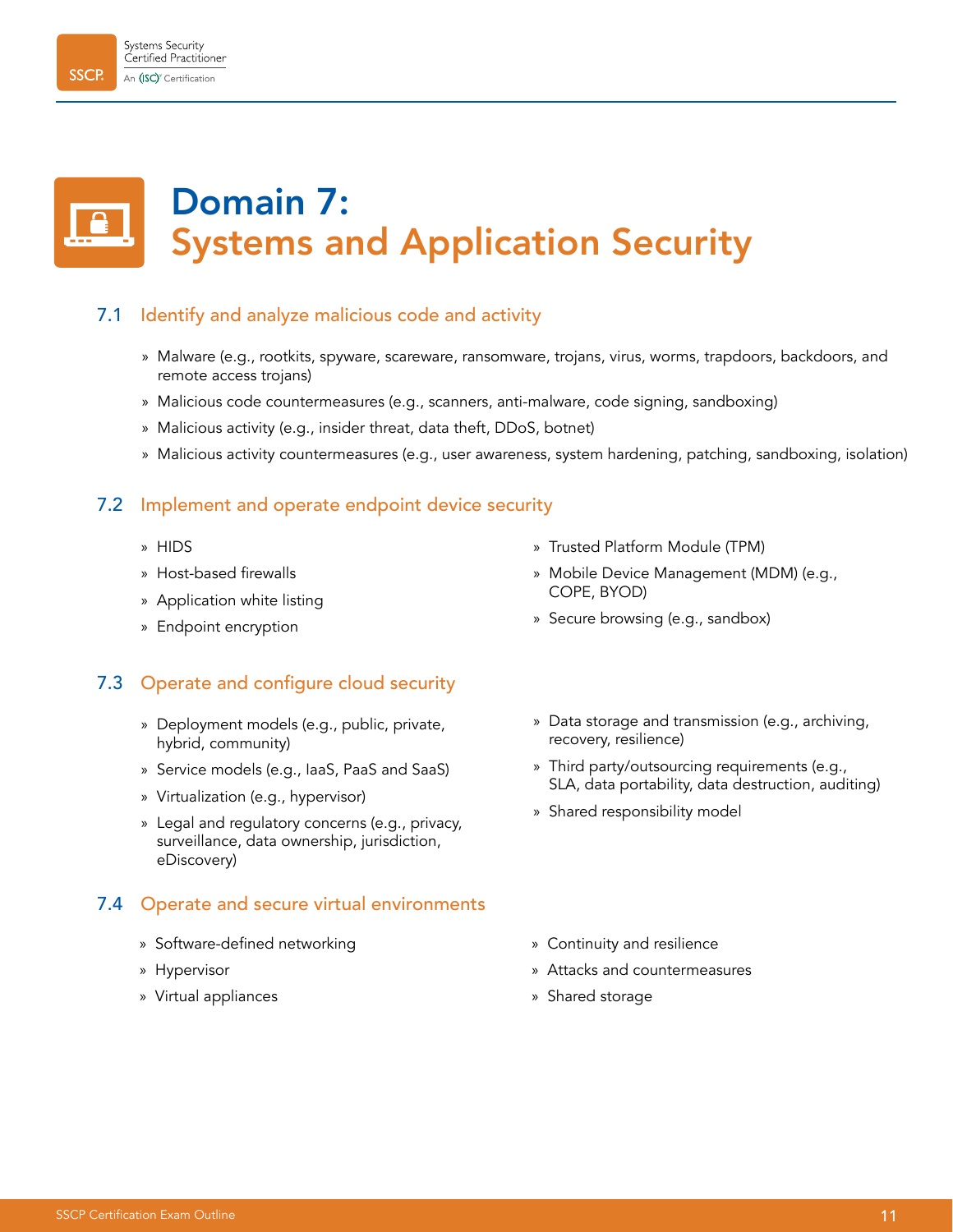# Domain 7: Systems and Application Security

## 7.1 Identify and analyze malicious code and activity

- Malware (e.g., rootkits, spyware, scareware, ransomware, trojans, virus, worms, trapdoors, backdoors, and remote access trojans)
- Malicious code countermeasures (e.g., scanners, anti-malware, code signing, sandboxing)
- Malicious activity (e.g., insider threat, data theft, DDoS, botnet)
- Malicious activity countermeasures (e.g., user awareness, system hardening, patching, sandboxing, isolation)

## 7.2 Implement and operate endpoint device security

- HIDS
- Host-based firewalls
- Application white listing
- Endpoint encryption
- Trusted Platform Module (TPM)
- Mobile Device Management (MDM) (e.g., COPE, BYOD)
- Secure browsing (e.g., sandbox)

## 7.3 Operate and configure cloud security

- Deployment models (e.g., public, private, hybrid, community)
- Service models (e.g., IaaS, PaaS and SaaS)
- Virtualization (e.g., hypervisor)
- Legal and regulatory concerns (e.g., privacy, surveillance, data ownership, jurisdiction, eDiscovery)
- Data storage and transmission (e.g., archiving, recovery, resilience)
- Third party/outsourcing requirements (e.g., SLA, data portability, data destruction, auditing)
- Shared responsibility model

## 7.4 Operate and secure virtual environments

- Software-defined networking
- Hypervisor
- Virtual appliances
- Continuity and resilience
- Attacks and countermeasures
- Shared storage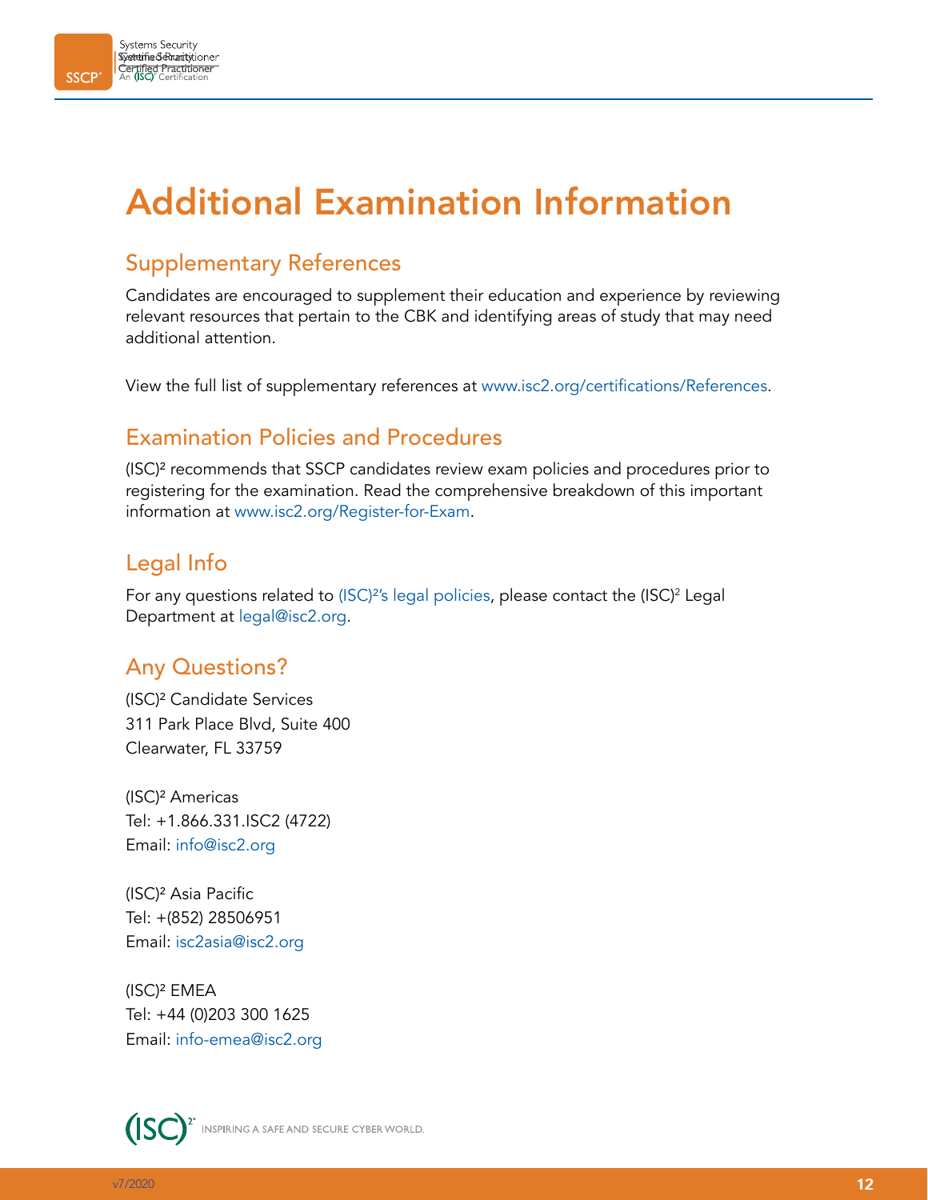# Additional Examination Information

## Supplementary References

Candidates are encouraged to supplement their education and experience by reviewing relevant resources that pertain to the CBK and identifying areas of study that may need additional attention.

View the full list of supplementary references at www.isc2.org/certifications/References.

## Examination Policies and Procedures

(ISC)² recommends that SSCP candidates review exam policies and procedures prior to registering for the examination. Read the comprehensive breakdown of this important information at www.isc2.org/Register-for-Exam.

## Legal Info

For any questions related to (ISC)²'s legal policies, please contact the (ISC)² Legal Department at legal@isc2.org.

## Any Questions?

(ISC)² Candidate Services
311 Park Place Blvd, Suite 400
Clearwater, FL 33759

(ISC)² Americas
Tel: +1.866.331.ISC2 (4722)
Email: info@isc2.org

(ISC)² Asia Pacific
Tel: +(852) 28506951
Email: isc2asia@isc2.org

(ISC)² EMEA
Tel: +44 (0)203 300 1625
Email: info-emea@isc2.org

(ISC)² INSPIRING A SAFE AND SECURE CYBER WORLD.

v7/2020